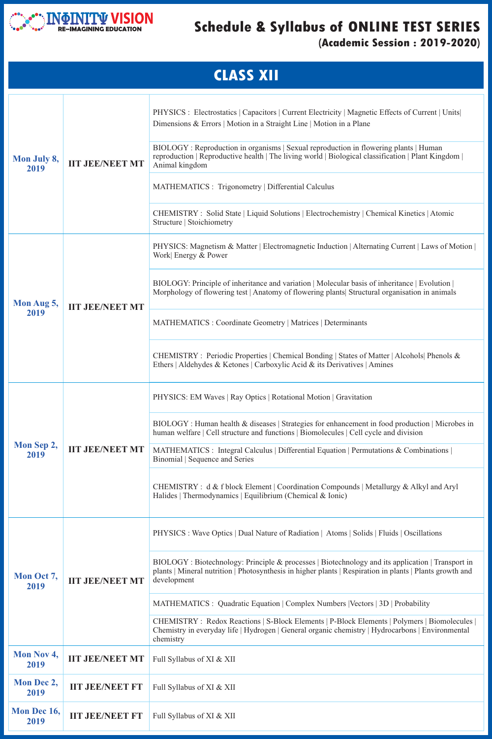INΦINITΨ VISION
RE-IMAGINING EDUCATION

# Schedule & Syllabus of ONLINE TEST SERIES

**(Academic Session : 2019-2020)**

## CLASS XII

| Date | Test | Syllabus |
|---|---|---|
| Mon July 8, 2019 | IIT JEE/NEET MT | PHYSICS : Electrostatics \| Capacitors \| Current Electricity \| Magnetic Effects of Current \| Units\| Dimensions & Errors \| Motion in a Straight Line \| Motion in a Plane |
| | | BIOLOGY : Reproduction in organisms \| Sexual reproduction in flowering plants \| Human reproduction \| Reproductive health \| The living world \| Biological classification \| Plant Kingdom \| Animal kingdom |
| | | MATHEMATICS : Trigonometry \| Differential Calculus |
| | | CHEMISTRY : Solid State \| Liquid Solutions \| Electrochemistry \| Chemical Kinetics \| Atomic Structure \| Stoichiometry |
| Mon Aug 5, 2019 | IIT JEE/NEET MT | PHYSICS: Magnetism & Matter \| Electromagnetic Induction \| Alternating Current \| Laws of Motion \| Work\| Energy & Power |
| | | BIOLOGY: Principle of inheritance and variation \| Molecular basis of inheritance \| Evolution \| Morphology of flowering test \| Anatomy of flowering plants\| Structural organisation in animals |
| | | MATHEMATICS : Coordinate Geometry \| Matrices \| Determinants |
| | | CHEMISTRY : Periodic Properties \| Chemical Bonding \| States of Matter \| Alcohols\| Phenols & Ethers \| Aldehydes & Ketones \| Carboxylic Acid & its Derivatives \| Amines |
| Mon Sep 2, 2019 | IIT JEE/NEET MT | PHYSICS: EM Waves \| Ray Optics \| Rotational Motion \| Gravitation |
| | | BIOLOGY : Human health & diseases \| Strategies for enhancement in food production \| Microbes in human welfare \| Cell structure and functions \| Biomolecules \| Cell cycle and division |
| | | MATHEMATICS : Integral Calculus \| Differential Equation \| Permutations & Combinations \| Binomial \| Sequence and Series |
| | | CHEMISTRY : d & f block Element \| Coordination Compounds \| Metallurgy & Alkyl and Aryl Halides \| Thermodynamics \| Equilibrium (Chemical & Ionic) |
| Mon Oct 7, 2019 | IIT JEE/NEET MT | PHYSICS : Wave Optics \| Dual Nature of Radiation \| Atoms \| Solids \| Fluids \| Oscillations |
| | | BIOLOGY : Biotechnology: Principle & processes \| Biotechnology and its application \| Transport in plants \| Mineral nutrition \| Photosynthesis in higher plants \| Respiration in plants \| Plants growth and development |
| | | MATHEMATICS : Quadratic Equation \| Complex Numbers \|Vectors \| 3D \| Probability |
| | | CHEMISTRY : Redox Reactions \| S-Block Elements \| P-Block Elements \| Polymers \| Biomolecules \| Chemistry in everyday life \| Hydrogen \| General organic chemistry \| Hydrocarbons \| Environmental chemistry |
| Mon Nov 4, 2019 | IIT JEE/NEET MT | Full Syllabus of XI & XII |
| Mon Dec 2, 2019 | IIT JEE/NEET FT | Full Syllabus of XI & XII |
| Mon Dec 16, 2019 | IIT JEE/NEET FT | Full Syllabus of XI & XII |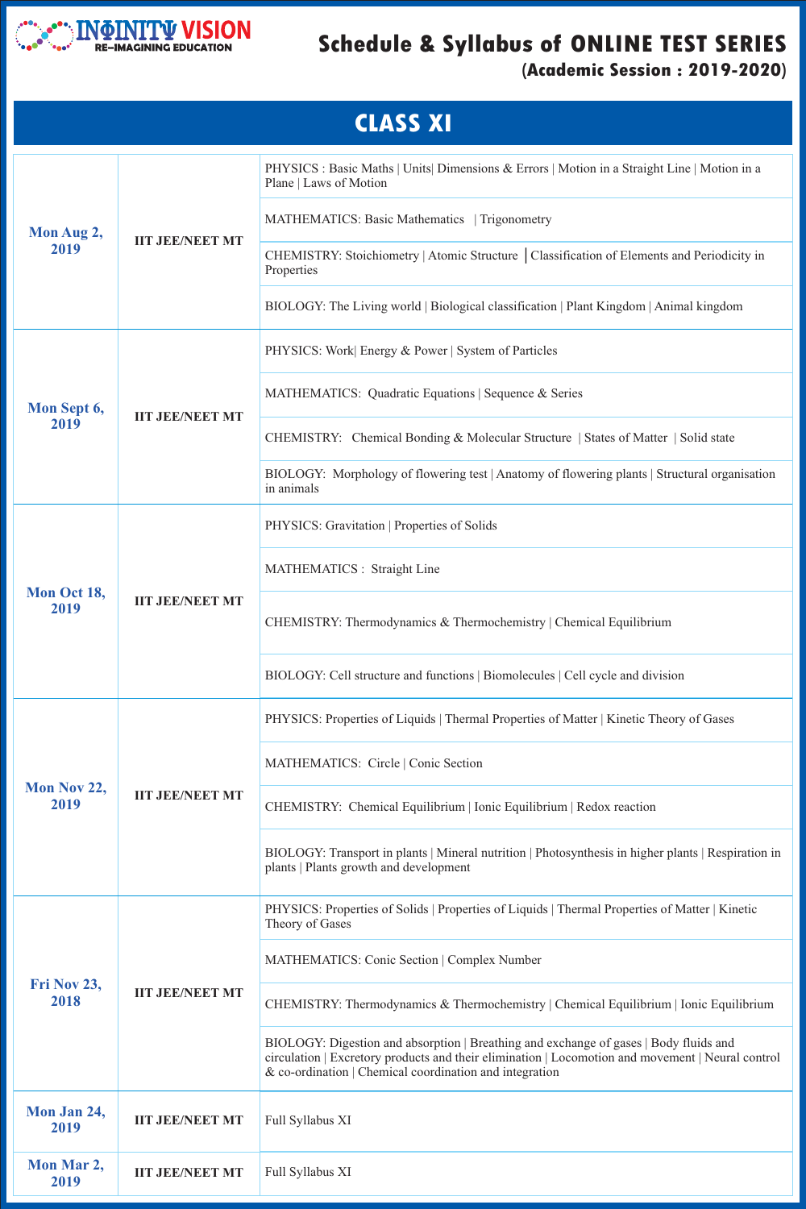INFINITY VISION
RE-IMAGINING EDUCATION

# Schedule & Syllabus of ONLINE TEST SERIES
## (Academic Session : 2019-2020)

## CLASS XI

| Date | Test | Syllabus |
|---|---|---|
| Mon Aug 2, 2019 | IIT JEE/NEET MT | PHYSICS : Basic Maths \| Units\| Dimensions & Errors \| Motion in a Straight Line \| Motion in a Plane \| Laws of Motion |
| | | MATHEMATICS: Basic Mathematics \| Trigonometry |
| | | CHEMISTRY: Stoichiometry \| Atomic Structure \| Classification of Elements and Periodicity in Properties |
| | | BIOLOGY: The Living world \| Biological classification \| Plant Kingdom \| Animal kingdom |
| Mon Sept 6, 2019 | IIT JEE/NEET MT | PHYSICS: Work\| Energy & Power \| System of Particles |
| | | MATHEMATICS: Quadratic Equations \| Sequence & Series |
| | | CHEMISTRY: Chemical Bonding & Molecular Structure \| States of Matter \| Solid state |
| | | BIOLOGY: Morphology of flowering test \| Anatomy of flowering plants \| Structural organisation in animals |
| Mon Oct 18, 2019 | IIT JEE/NEET MT | PHYSICS: Gravitation \| Properties of Solids |
| | | MATHEMATICS : Straight Line |
| | | CHEMISTRY: Thermodynamics & Thermochemistry \| Chemical Equilibrium |
| | | BIOLOGY: Cell structure and functions \| Biomolecules \| Cell cycle and division |
| Mon Nov 22, 2019 | IIT JEE/NEET MT | PHYSICS: Properties of Liquids \| Thermal Properties of Matter \| Kinetic Theory of Gases |
| | | MATHEMATICS: Circle \| Conic Section |
| | | CHEMISTRY: Chemical Equilibrium \| Ionic Equilibrium \| Redox reaction |
| | | BIOLOGY: Transport in plants \| Mineral nutrition \| Photosynthesis in higher plants \| Respiration in plants \| Plants growth and development |
| Fri Nov 23, 2018 | IIT JEE/NEET MT | PHYSICS: Properties of Solids \| Properties of Liquids \| Thermal Properties of Matter \| Kinetic Theory of Gases |
| | | MATHEMATICS: Conic Section \| Complex Number |
| | | CHEMISTRY: Thermodynamics & Thermochemistry \| Chemical Equilibrium \| Ionic Equilibrium |
| | | BIOLOGY: Digestion and absorption \| Breathing and exchange of gases \| Body fluids and circulation \| Excretory products and their elimination \| Locomotion and movement \| Neural control & co-ordination \| Chemical coordination and integration |
| Mon Jan 24, 2019 | IIT JEE/NEET MT | Full Syllabus XI |
| Mon Mar 2, 2019 | IIT JEE/NEET MT | Full Syllabus XI |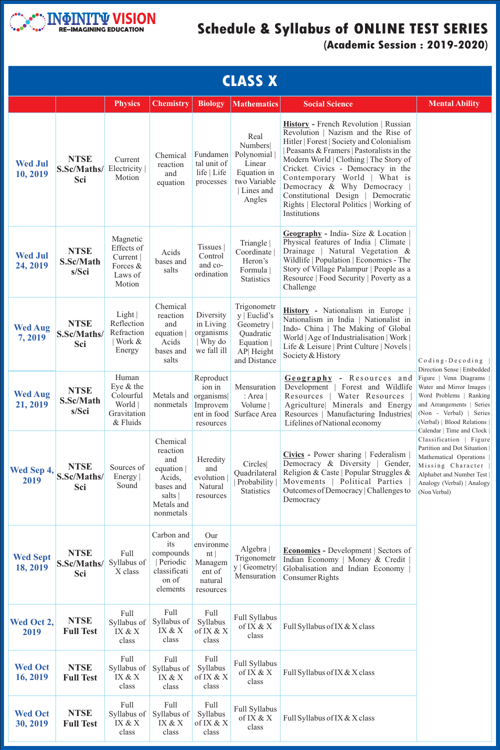# INFINITY VISION
RE-IMAGINING EDUCATION

## Schedule & Syllabus of ONLINE TEST SERIES
**(Academic Session : 2019-2020)**

## CLASS X

| | | Physics | Chemistry | Biology | Mathematics | Social Science | Mental Ability |
|---|---|---|---|---|---|---|---|
| Wed Jul 10, 2019 | NTSE S.Sc/Maths/Sci | Current Electricity \| Motion | Chemical reaction and equation | Fundamental unit of life \| Life processes | Real Numbers\| Polynomial \| Linear Equation in two Variable \| Lines and Angles | **History** - French Revolution \| Russian Revolution \| Nazism and the Rise of Hitler \| Forest \| Society and Colonialism \| Peasants & Framers \| Pastoralists in the Modern World \| Clothing \| The Story of Cricket. Civics - Democracy in the Contemporary World \| What is Democracy & Why Democracy \| Constitutional Design \| Democratic Rights \| Electoral Politics \| Working of Institutions | Coding-Decoding \| Direction Sense \| Embedded Figure \| Venn Diagrams \| Water and Mirror Images \| Word Problems \| Ranking and Arrangements \| Series (Non - Verbal) \| Series (Verbal) \| Blood Relations \| Calendar \| Time and Clock \| Classification \| Figure Partition and Dot Situation \| Mathematical Operations \| Missing Character \| Alphabet and Number Test \| Analogy (Verbal) \| Analogy (Non Verbal) |
| Wed Jul 24, 2019 | NTSE S.Sc/Maths/Sci | Magnetic Effects of Current \| Forces & Laws of Motion | Acids bases and salts | Tissues \| Control and co-ordination | Triangle \| Coordinate \| Heron's Formula \| Statistics | **Geography** - India- Size & Location \| Physical features of India \| Climate \| Drainage \| Natural Vegetation & Wildlife \| Population \| Economics - The Story of Village Palampur \| People as a Resource \| Food Security \| Poverty as a Challenge | |
| Wed Aug 7, 2019 | NTSE S.Sc/Maths/Sci | Light \| Reflection Refraction \| Work & Energy | Chemical reaction and equation \| Acids bases and salts | Diversity in Living organisms \| Why do we fall ill | Trigonometry \| Euclid's Geometry \| Quadratic Equation \| AP\| Height and Distance | **History** - Nationalism in Europe \| Nationalism in India \| Nationalist in Indo- China \| The Making of Global World \| Age of Industrialisation \| Work \| Life & Leisure \| Print Culture \| Novels \| Society & History | |
| Wed Aug 21, 2019 | NTSE S.Sc/Maths/Sci | Human Eye & the Colourful World \| Gravitation & Fluids | Metals and nonmetals | Reproduction in organisms\| Improvement in food resources | Mensuration : Area \| Volume \| Surface Area | **Geography** - Resources and Development \| Forest and Wildlife Resources \| Water Resources \| Agriculture\| Minerals and Energy Resources \| Manufacturing Industries\| Lifelines of National economy | |
| Wed Sep 4, 2019 | NTSE S.Sc/Maths/Sci | Sources of Energy \| Sound | Chemical reaction and equation \| Acids, bases and salts \| Metals and nonmetals | Heredity and evolution \| Natural resources | Circles\| Quadrilateral \| Probability \| Statistics | **Civics** - Power sharing \| Federalism \| Democracy & Diversity \| Gender, Religion & Caste \| Popular Struggles & Movements \| Political Parties \| Outcomes of Democracy \| Challenges to Democracy | |
| Wed Sept 18, 2019 | NTSE S.Sc/Maths/Sci | Full Syllabus of X class | Carbon and its compounds \| Periodic classification of elements | Our environment \| Management of natural resources | Algebra \| Trigonometry \| Geometry\| Mensuration | **Economics** - Development \| Sectors of Indian Economy \| Money & Credit \| Globalisation and Indian Economy \| Consumer Rights | |
| Wed Oct 2, 2019 | NTSE Full Test | Full Syllabus of IX & X class | Full Syllabus of IX & X class | Full Syllabus of IX & X class | Full Syllabus of IX & X class | Full Syllabus of IX & X class | |
| Wed Oct 16, 2019 | NTSE Full Test | Full Syllabus of IX & X class | Full Syllabus of IX & X class | Full Syllabus of IX & X class | Full Syllabus of IX & X class | Full Syllabus of IX & X class | |
| Wed Oct 30, 2019 | NTSE Full Test | Full Syllabus of IX & X class | Full Syllabus of IX & X class | Full Syllabus of IX & X class | Full Syllabus of IX & X class | Full Syllabus of IX & X class | |